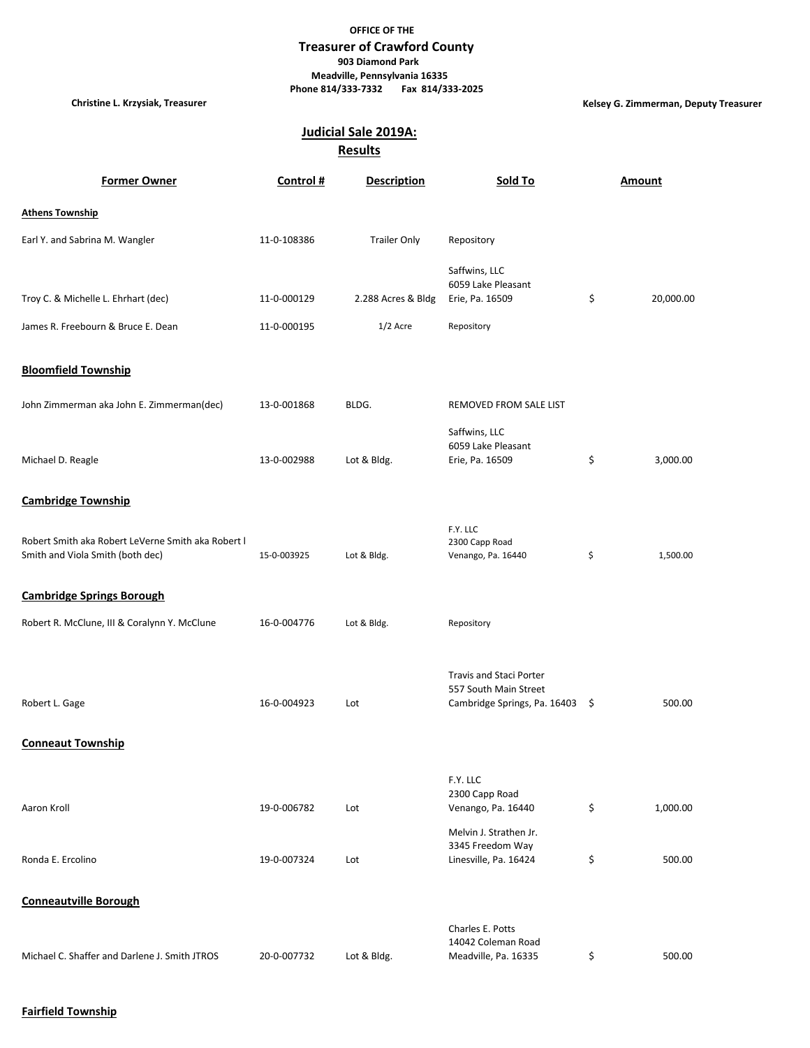**OFFICE OF THE**

## Treasurer of Crawford County

**903 Diamond Park**
**Meadville, Pennsylvania 16335**
**Phone 814/333-7332 Fax 814/333-2025**

**Christine L. Krzysiak, Treasurer** — **Kelsey G. Zimmerman, Deputy Treasurer**

## Judicial Sale 2019A: Results

| Former Owner | Control # | Description | Sold To | Amount |
|---|---|---|---|---|
| **Athens Township** | | | | |
| Earl Y. and Sabrina M. Wangler | 11-0-108386 | Trailer Only | Repository | |
| Troy C. & Michelle L. Ehrhart (dec) | 11-0-000129 | 2.288 Acres & Bldg | Saffwins, LLC 6059 Lake Pleasant Erie, Pa. 16509 | $ 20,000.00 |
| James R. Freebourn & Bruce E. Dean | 11-0-000195 | 1/2 Acre | Repository | |
| **Bloomfield Township** | | | | |
| John Zimmerman aka John E. Zimmerman(dec) | 13-0-001868 | BLDG. | REMOVED FROM SALE LIST | |
| Michael D. Reagle | 13-0-002988 | Lot & Bldg. | Saffwins, LLC 6059 Lake Pleasant Erie, Pa. 16509 | $ 3,000.00 |
| **Cambridge Township** | | | | |
| Robert Smith aka Robert LeVerne Smith aka Robert l Smith and Viola Smith (both dec) | 15-0-003925 | Lot & Bldg. | F.Y. LLC 2300 Capp Road Venango, Pa. 16440 | $ 1,500.00 |
| **Cambridge Springs Borough** | | | | |
| Robert R. McClune, III & Coralynn Y. McClune | 16-0-004776 | Lot & Bldg. | Repository | |
| Robert L. Gage | 16-0-004923 | Lot | Travis and Staci Porter 557 South Main Street Cambridge Springs, Pa. 16403 | $ 500.00 |
| **Conneaut Township** | | | | |
| Aaron Kroll | 19-0-006782 | Lot | F.Y. LLC 2300 Capp Road Venango, Pa. 16440 | $ 1,000.00 |
| Ronda E. Ercolino | 19-0-007324 | Lot | Melvin J. Strathen Jr. 3345 Freedom Way Linesville, Pa. 16424 | $ 500.00 |
| **Conneautville Borough** | | | | |
| Michael C. Shaffer and Darlene J. Smith JTROS | 20-0-007732 | Lot & Bldg. | Charles E. Potts 14042 Coleman Road Meadville, Pa. 16335 | $ 500.00 |
| **Fairfield Township** | | | | |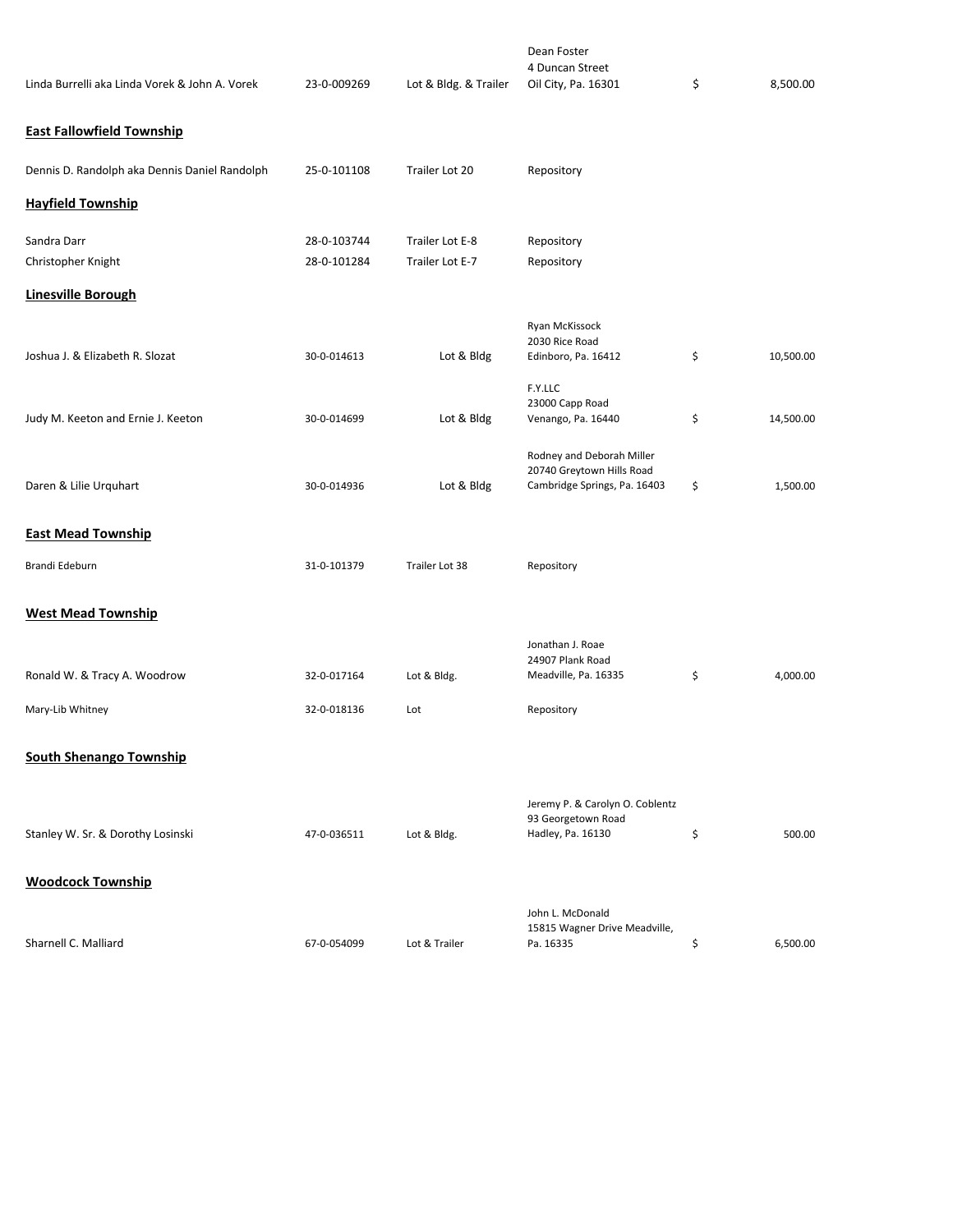| | | | | |
|---|---|---|---|---|
| Linda Burrelli aka Linda Vorek & John A. Vorek | 23-0-009269 | Lot & Bldg. & Trailer | Dean Foster<br>4 Duncan Street<br>Oil City, Pa. 16301 | $ 8,500.00 |

**East Fallowfield Township**

| | | | | |
|---|---|---|---|---|
| Dennis D. Randolph aka Dennis Daniel Randolph | 25-0-101108 | Trailer Lot 20 | Repository | |

**Hayfield Township**

| | | | | |
|---|---|---|---|---|
| Sandra Darr | 28-0-103744 | Trailer Lot E-8 | Repository | |
| Christopher Knight | 28-0-101284 | Trailer Lot E-7 | Repository | |

**Linesville Borough**

| | | | | |
|---|---|---|---|---|
| Joshua J. & Elizabeth R. Slozat | 30-0-014613 | Lot & Bldg | Ryan McKissock<br>2030 Rice Road<br>Edinboro, Pa. 16412 | $ 10,500.00 |
| Judy M. Keeton and Ernie J. Keeton | 30-0-014699 | Lot & Bldg | F.Y.LLC<br>23000 Capp Road<br>Venango, Pa. 16440 | $ 14,500.00 |
| Daren & Lilie Urquhart | 30-0-014936 | Lot & Bldg | Rodney and Deborah Miller<br>20740 Greytown Hills Road<br>Cambridge Springs, Pa. 16403 | $ 1,500.00 |

**East Mead Township**

| | | | | |
|---|---|---|---|---|
| Brandi Edeburn | 31-0-101379 | Trailer Lot 38 | Repository | |

**West Mead Township**

| | | | | |
|---|---|---|---|---|
| Ronald W. & Tracy A. Woodrow | 32-0-017164 | Lot & Bldg. | Jonathan J. Roae<br>24907 Plank Road<br>Meadville, Pa. 16335 | $ 4,000.00 |
| Mary-Lib Whitney | 32-0-018136 | Lot | Repository | |

**South Shenango Township**

| | | | | |
|---|---|---|---|---|
| Stanley W. Sr. & Dorothy Losinski | 47-0-036511 | Lot & Bldg. | Jeremy P. & Carolyn O. Coblentz<br>93 Georgetown Road<br>Hadley, Pa. 16130 | $ 500.00 |

**Woodcock Township**

| | | | | |
|---|---|---|---|---|
| Sharnell C. Malliard | 67-0-054099 | Lot & Trailer | John L. McDonald<br>15815 Wagner Drive Meadville, Pa. 16335 | $ 6,500.00 |